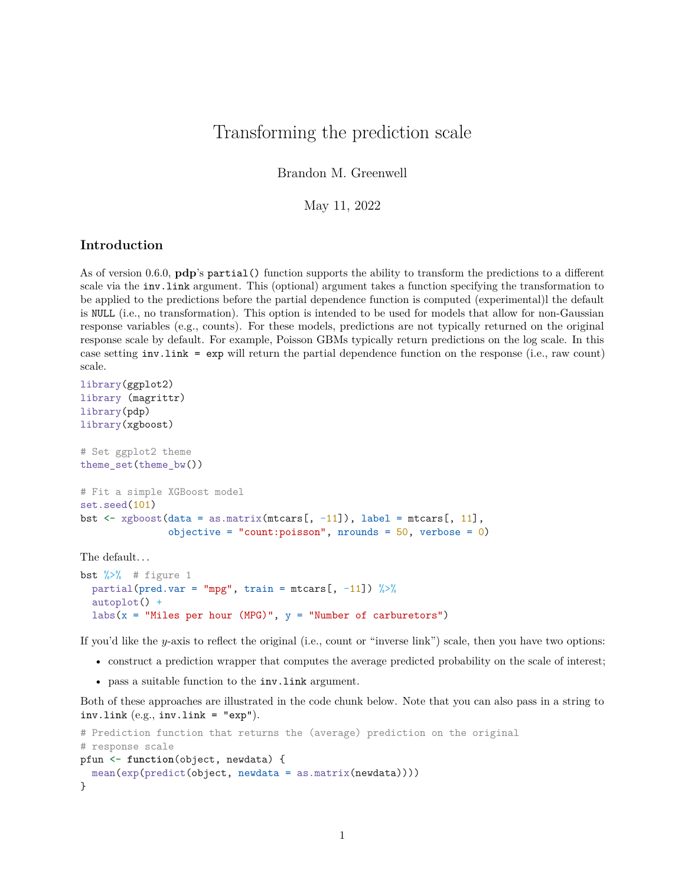# Transforming the prediction scale

Brandon M. Greenwell

May 11, 2022

## Introduction

As of version 0.6.0, **pdp**'s `partial()` function supports the ability to transform the predictions to a different scale via the `inv.link` argument. This (optional) argument takes a function specifying the transformation to be applied to the predictions before the partial dependence function is computed (experimental)l the default is `NULL` (i.e., no transformation). This option is intended to be used for models that allow for non-Gaussian response variables (e.g., counts). For these models, predictions are not typically returned on the original response scale by default. For example, Poisson GBMs typically return predictions on the log scale. In this case setting `inv.link = exp` will return the partial dependence function on the response (i.e., raw count) scale.

```
library(ggplot2)
library (magrittr)
library(pdp)
library(xgboost)

# Set ggplot2 theme
theme_set(theme_bw())

# Fit a simple XGBoost model
set.seed(101)
bst <- xgboost(data = as.matrix(mtcars[, -11]), label = mtcars[, 11],
               objective = "count:poisson", nrounds = 50, verbose = 0)
```

The default…

```
bst %>%  # figure 1
  partial(pred.var = "mpg", train = mtcars[, -11]) %>%
  autoplot() +
  labs(x = "Miles per hour (MPG)", y = "Number of carburetors")
```

If you'd like the $y$-axis to reflect the original (i.e., count or "inverse link") scale, then you have two options:

- construct a prediction wrapper that computes the average predicted probability on the scale of interest;
- pass a suitable function to the `inv.link` argument.

Both of these approaches are illustrated in the code chunk below. Note that you can also pass in a string to `inv.link` (e.g., `inv.link = "exp"`).

```
# Prediction function that returns the (average) prediction on the original
# response scale
pfun <- function(object, newdata) {
  mean(exp(predict(object, newdata = as.matrix(newdata))))
}
```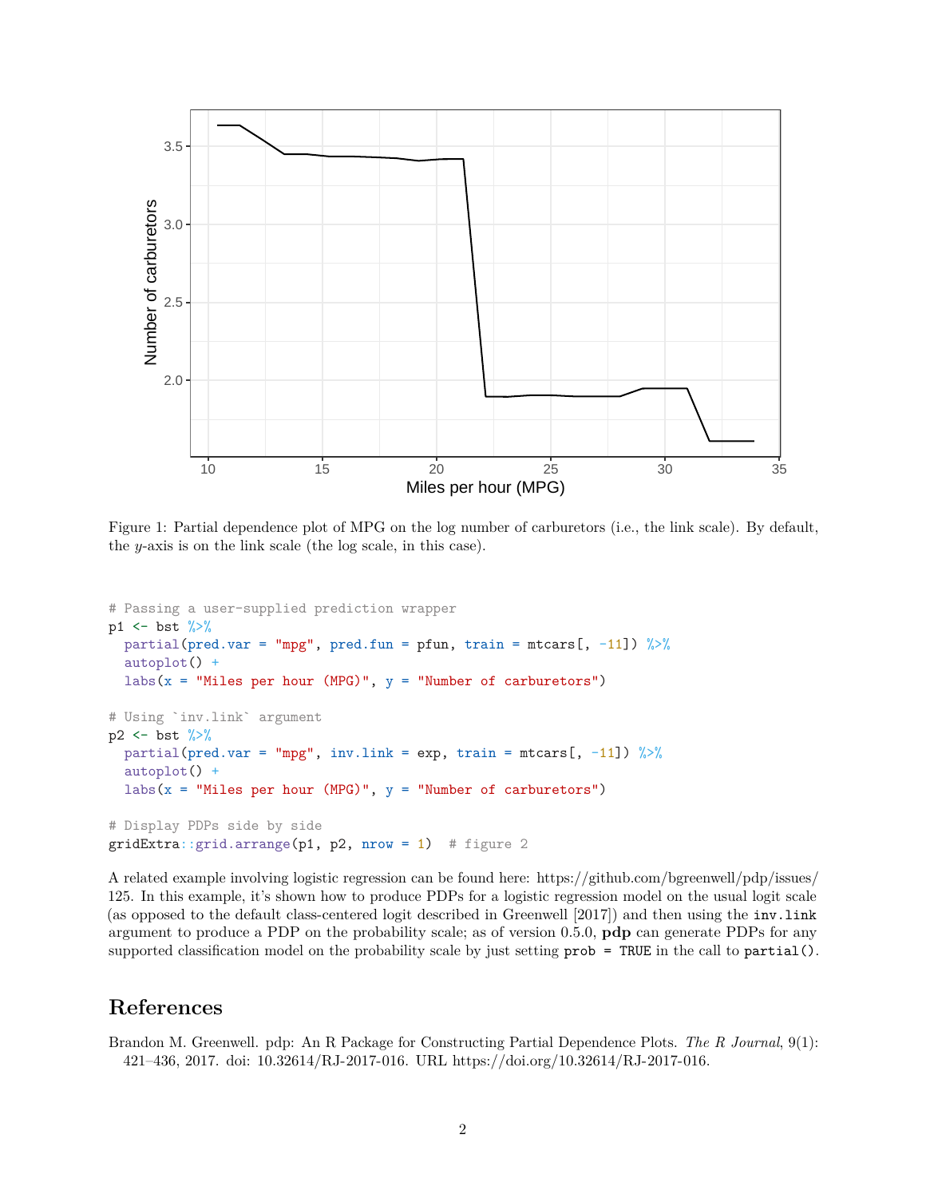Figure 1: Partial dependence plot of MPG on the log number of carburetors (i.e., the link scale). By default, the $y$-axis is on the link scale (the log scale, in this case).

```r
# Passing a user-supplied prediction wrapper
p1 <- bst %>%
  partial(pred.var = "mpg", pred.fun = pfun, train = mtcars[, -11]) %>%
  autoplot() +
  labs(x = "Miles per hour (MPG)", y = "Number of carburetors")

# Using `inv.link` argument
p2 <- bst %>%
  partial(pred.var = "mpg", inv.link = exp, train = mtcars[, -11]) %>%
  autoplot() +
  labs(x = "Miles per hour (MPG)", y = "Number of carburetors")

# Display PDPs side by side
gridExtra::grid.arrange(p1, p2, nrow = 1)  # figure 2
```

A related example involving logistic regression can be found here: https://github.com/bgreenwell/pdp/issues/125. In this example, it's shown how to produce PDPs for a logistic regression model on the usual logit scale (as opposed to the default class-centered logit described in Greenwell [2017]) and then using the `inv.link` argument to produce a PDP on the probability scale; as of version 0.5.0, **pdp** can generate PDPs for any supported classification model on the probability scale by just setting `prob = TRUE` in the call to `partial()`.

## References

Brandon M. Greenwell. pdp: An R Package for Constructing Partial Dependence Plots. *The R Journal*, 9(1): 421–436, 2017. doi: 10.32614/RJ-2017-016. URL https://doi.org/10.32614/RJ-2017-016.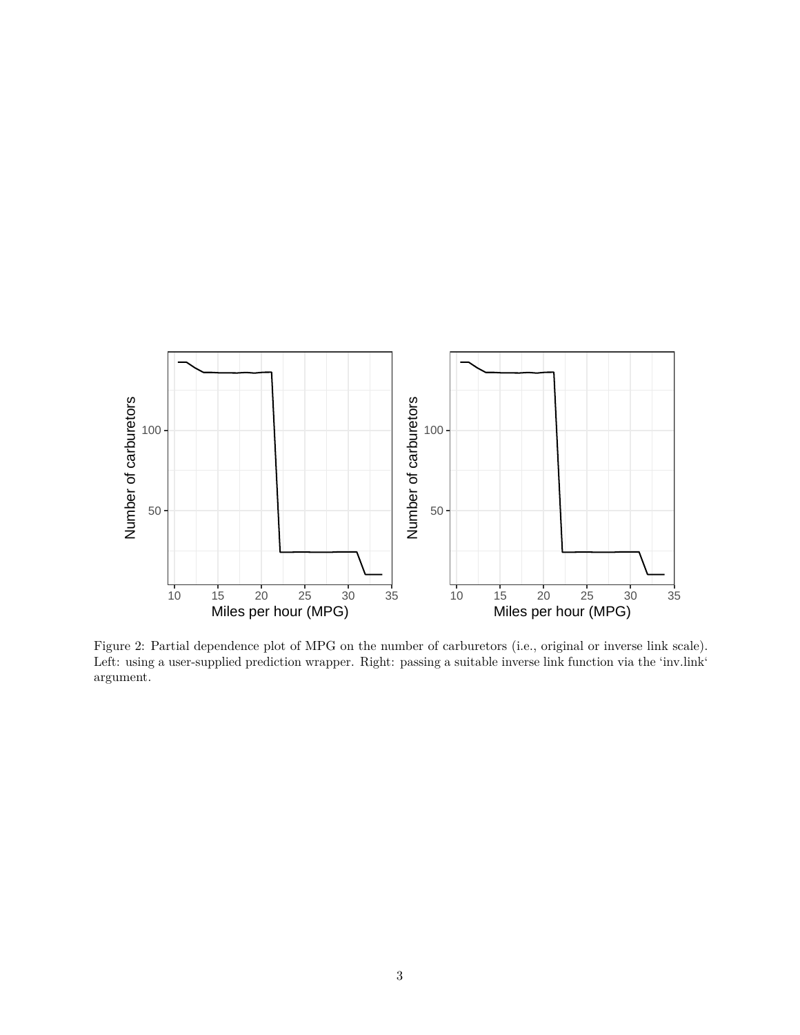Number of carburetors

100

50

10 15 20 25 30 35

Miles per hour (MPG)

Number of carburetors

100

50

10 15 20 25 30 35

Miles per hour (MPG)

Figure 2: Partial dependence plot of MPG on the number of carburetors (i.e., original or inverse link scale). Left: using a user-supplied prediction wrapper. Right: passing a suitable inverse link function via the 'inv.link' argument.